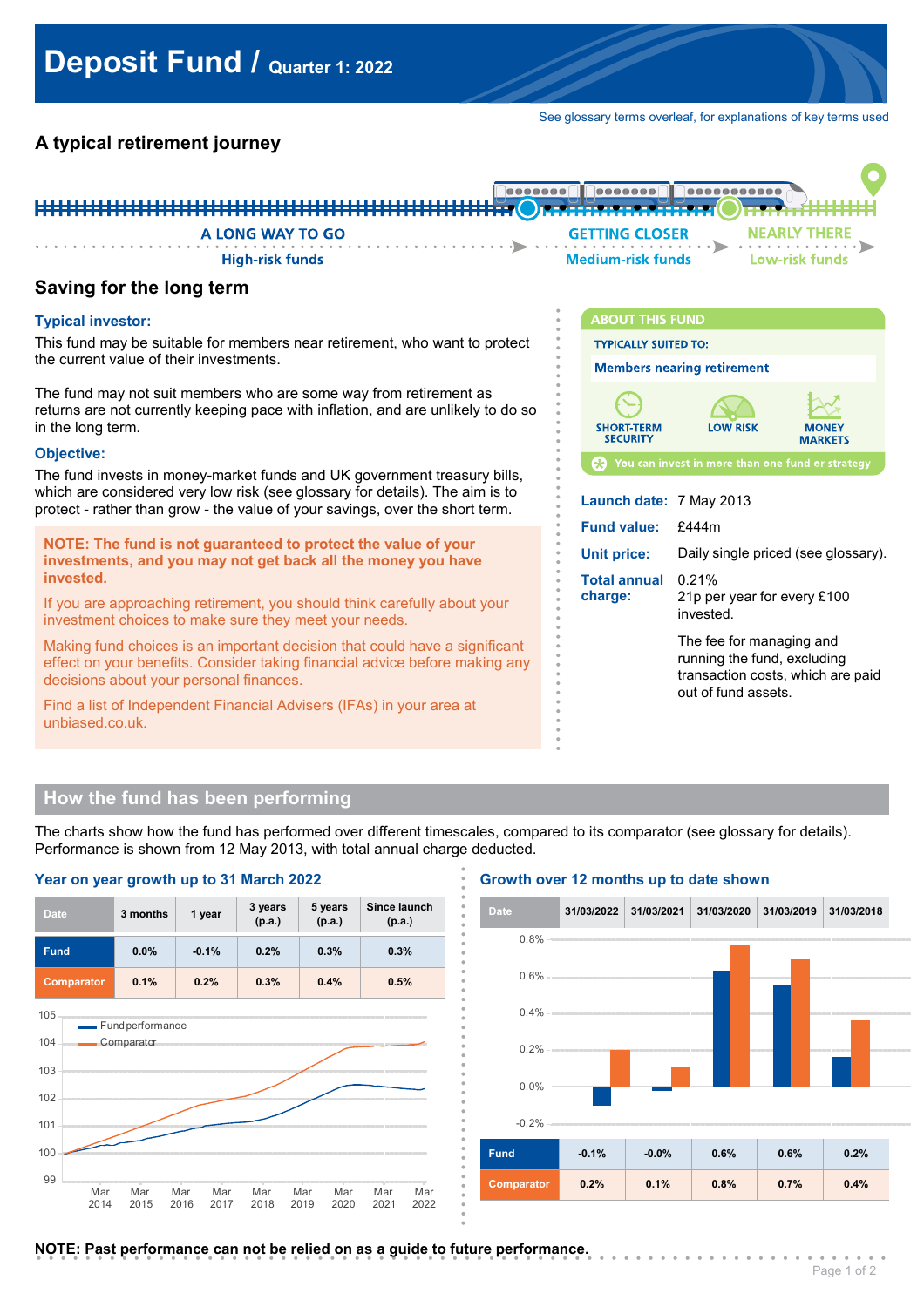# Deposit Fund / Quarter 1: 2022

See glossary terms overleaf, for explanations of key terms used

## A typical retirement journey

A LONG WAY TO GO — High-risk funds → GETTING CLOSER — Medium-risk funds → NEARLY THERE — Low-risk funds

## Saving for the long term

### Typical investor:

This fund may be suitable for members near retirement, who want to protect the current value of their investments.

The fund may not suit members who are some way from retirement as returns are not currently keeping pace with inflation, and are unlikely to do so in the long term.

### Objective:

The fund invests in money-market funds and UK government treasury bills, which are considered very low risk (see glossary for details). The aim is to protect - rather than grow - the value of your savings, over the short term.

**NOTE: The fund is not guaranteed to protect the value of your investments, and you may not get back all the money you have invested.**

If you are approaching retirement, you should think carefully about your investment choices to make sure they meet your needs.

Making fund choices is an important decision that could have a significant effect on your benefits. Consider taking financial advice before making any decisions about your personal finances.

Find a list of Independent Financial Advisers (IFAs) in your area at unbiased.co.uk.

### ABOUT THIS FUND

TYPICALLY SUITED TO:

**Members nearing retirement**

SHORT-TERM SECURITY | LOW RISK | MONEY MARKETS

You can invest in more than one fund or strategy

**Launch date:** 7 May 2013

**Fund value:** £444m

**Unit price:** Daily single priced (see glossary).

**Total annual charge:** 0.21%
21p per year for every £100 invested.

The fee for managing and running the fund, excluding transaction costs, which are paid out of fund assets.

## How the fund has been performing

The charts show how the fund has performed over different timescales, compared to its comparator (see glossary for details). Performance is shown from 12 May 2013, with total annual charge deducted.

### Year on year growth up to 31 March 2022

| Date | 3 months | 1 year | 3 years (p.a.) | 5 years (p.a.) | Since launch (p.a.) |
|---|---|---|---|---|---|
| Fund | 0.0% | -0.1% | 0.2% | 0.3% | 0.3% |
| Comparator | 0.1% | 0.2% | 0.3% | 0.4% | 0.5% |

### Growth over 12 months up to date shown

| Date | 31/03/2022 | 31/03/2021 | 31/03/2020 | 31/03/2019 | 31/03/2018 |
|---|---|---|---|---|---|
| Fund | -0.1% | -0.0% | 0.6% | 0.6% | 0.2% |
| Comparator | 0.2% | 0.1% | 0.8% | 0.7% | 0.4% |

**NOTE: Past performance can not be relied on as a guide to future performance.**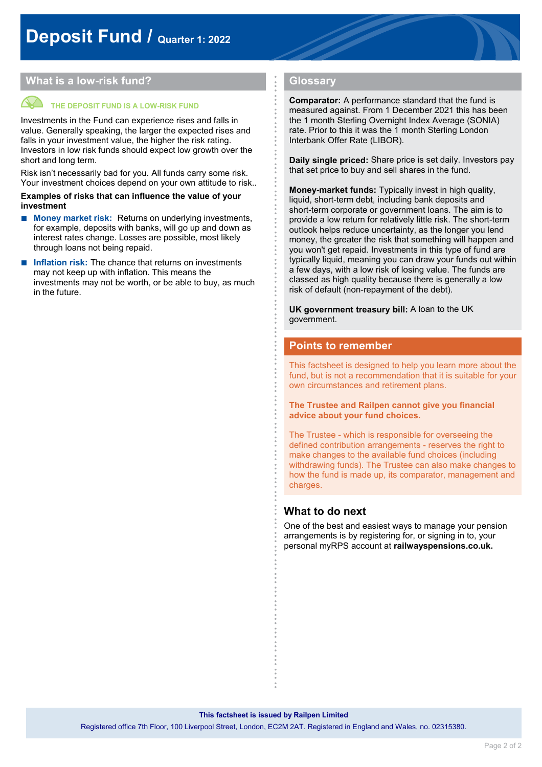# Deposit Fund / Quarter 1: 2022

## What is a low-risk fund?

**THE DEPOSIT FUND IS A LOW-RISK FUND**

Investments in the Fund can experience rises and falls in value. Generally speaking, the larger the expected rises and falls in your investment value, the higher the risk rating. Investors in low risk funds should expect low growth over the short and long term.

Risk isn't necessarily bad for you. All funds carry some risk. Your investment choices depend on your own attitude to risk..

**Examples of risks that can influence the value of your investment**

- **Money market risk:** Returns on underlying investments, for example, deposits with banks, will go up and down as interest rates change. Losses are possible, most likely through loans not being repaid.
- **Inflation risk:** The chance that returns on investments may not keep up with inflation. This means the investments may not be worth, or be able to buy, as much in the future.

## Glossary

**Comparator:** A performance standard that the fund is measured against. From 1 December 2021 this has been the 1 month Sterling Overnight Index Average (SONIA) rate. Prior to this it was the 1 month Sterling London Interbank Offer Rate (LIBOR).

**Daily single priced:** Share price is set daily. Investors pay that set price to buy and sell shares in the fund.

**Money-market funds:** Typically invest in high quality, liquid, short-term debt, including bank deposits and short-term corporate or government loans. The aim is to provide a low return for relatively little risk. The short-term outlook helps reduce uncertainty, as the longer you lend money, the greater the risk that something will happen and you won't get repaid. Investments in this type of fund are typically liquid, meaning you can draw your funds out within a few days, with a low risk of losing value. The funds are classed as high quality because there is generally a low risk of default (non-repayment of the debt).

**UK government treasury bill:** A loan to the UK government.

## Points to remember

This factsheet is designed to help you learn more about the fund, but is not a recommendation that it is suitable for your own circumstances and retirement plans.

**The Trustee and Railpen cannot give you financial advice about your fund choices.**

The Trustee - which is responsible for overseeing the defined contribution arrangements - reserves the right to make changes to the available fund choices (including withdrawing funds). The Trustee can also make changes to how the fund is made up, its comparator, management and charges.

## What to do next

One of the best and easiest ways to manage your pension arrangements is by registering for, or signing in to, your personal myRPS account at **railwayspensions.co.uk.**

**This factsheet is issued by Railpen Limited**

Registered office 7th Floor, 100 Liverpool Street, London, EC2M 2AT. Registered in England and Wales, no. 02315380.